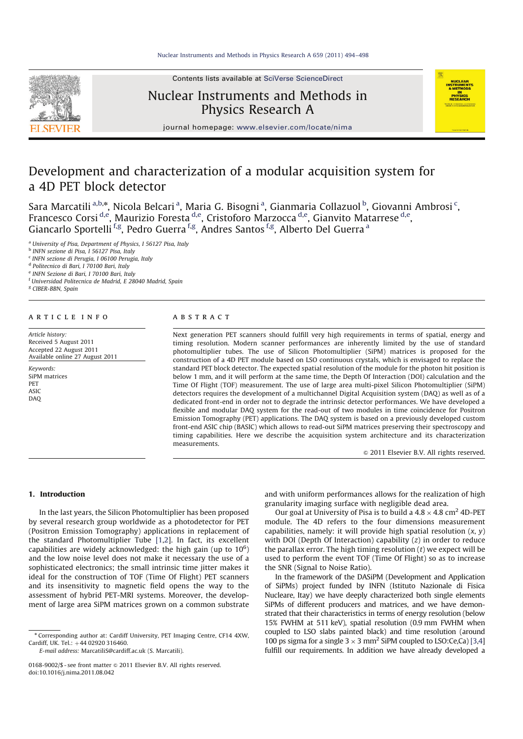# Development and characterization of a modular acquisition system for a 4D PET block detector

Sara Marcatili [a,b,*], Nicola Belcari [a], Maria G. Bisogni [a], Gianmaria Collazuol [b], Giovanni Ambrosi [c], Francesco Corsi [d,e], Maurizio Foresta [d,e], Cristoforo Marzocca [d,e], Gianvito Matarrese [d,e], Giancarlo Sportelli [f,g], Pedro Guerra [f,g], Andres Santos [f,g], Alberto Del Guerra [a]

[a] University of Pisa, Department of Physics, I 56127 Pisa, Italy
[b] INFN sezione di Pisa, I 56127 Pisa, Italy
[c] INFN sezione di Perugia, I 06100 Perugia, Italy
[d] Politecnico di Bari, I 70100 Bari, Italy
[e] INFN Sezione di Bari, I 70100 Bari, Italy
[f] Universidad Politecnica de Madrid, E 28040 Madrid, Spain
[g] CIBER-BBN, Spain

**ARTICLE INFO**

*Article history:*
Received 5 August 2011
Accepted 22 August 2011
Available online 27 August 2011

*Keywords:*
SiPM matrices
PET
ASIC
DAQ

**ABSTRACT**

Next generation PET scanners should fulfill very high requirements in terms of spatial, energy and timing resolution. Modern scanner performances are inherently limited by the use of standard photomultiplier tubes. The use of Silicon Photomultiplier (SiPM) matrices is proposed for the construction of a 4D PET module based on LSO continuous crystals, which is envisaged to replace the standard PET block detector. The expected spatial resolution of the module for the photon hit position is below 1 mm, and it will perform at the same time, the Depth Of Interaction (DOI) calculation and the Time Of Flight (TOF) measurement. The use of large area multi-pixel Silicon Photomultiplier (SiPM) detectors requires the development of a multichannel Digital Acquisition system (DAQ) as well as of a dedicated front-end in order not to degrade the intrinsic detector performances. We have developed a flexible and modular DAQ system for the read-out of two modules in time coincidence for Positron Emission Tomography (PET) applications. The DAQ system is based on a previously developed custom front-end ASIC chip (BASIC) which allows to read-out SiPM matrices preserving their spectroscopy and timing capabilities. Here we describe the acquisition system architecture and its characterization measurements.

© 2011 Elsevier B.V. All rights reserved.

## 1. Introduction

In the last years, the Silicon Photomultiplier has been proposed by several research group worldwide as a photodetector for PET (Positron Emission Tomography) applications in replacement of the standard Photomultiplier Tube [1,2]. In fact, its excellent capabilities are widely acknowledged: the high gain (up to $10^6$) and the low noise level does not make it necessary the use of a sophisticated electronics; the small intrinsic time jitter makes it ideal for the construction of TOF (Time Of Flight) PET scanners and its insensitivity to magnetic field opens the way to the assessment of hybrid PET-MRI systems. Moreover, the development of large area SiPM matrices grown on a common substrate and with uniform performances allows for the realization of high granularity imaging surface with negligible dead area.

Our goal at University of Pisa is to build a $4.8 \times 4.8$ cm$^2$ 4D-PET module. The 4D refers to the four dimensions measurement capabilities, namely: it will provide high spatial resolution ($x$, $y$) with DOI (Depth Of Interaction) capability ($z$) in order to reduce the parallax error. The high timing resolution ($t$) we expect will be used to perform the event TOF (Time Of Flight) so as to increase the SNR (Signal to Noise Ratio).

In the framework of the DASiPM (Development and Application of SiPMs) project funded by INFN (Istituto Nazionale di Fisica Nucleare, Itay) we have deeply characterized both single elements SiPMs of different producers and matrices, and we have demonstrated that their characteristics in terms of energy resolution (below 15% FWHM at 511 keV), spatial resolution (0.9 mm FWHM when coupled to LSO slabs painted black) and time resolution (around 100 ps sigma for a single $3 \times 3$ mm$^2$ SiPM coupled to LSO:Ce,Ca) [3,4] fulfill our requirements. In addition we have already developed a

---

* Corresponding author at: Cardiff University, PET Imaging Centre, CF14 4XW, Cardiff, UK. Tel.: +44 02920 316460.
*E-mail address:* MarcatiliS@cardiff.ac.uk (S. Marcatili).

0168-9002/$ - see front matter © 2011 Elsevier B.V. All rights reserved.
doi:10.1016/j.nima.2011.08.042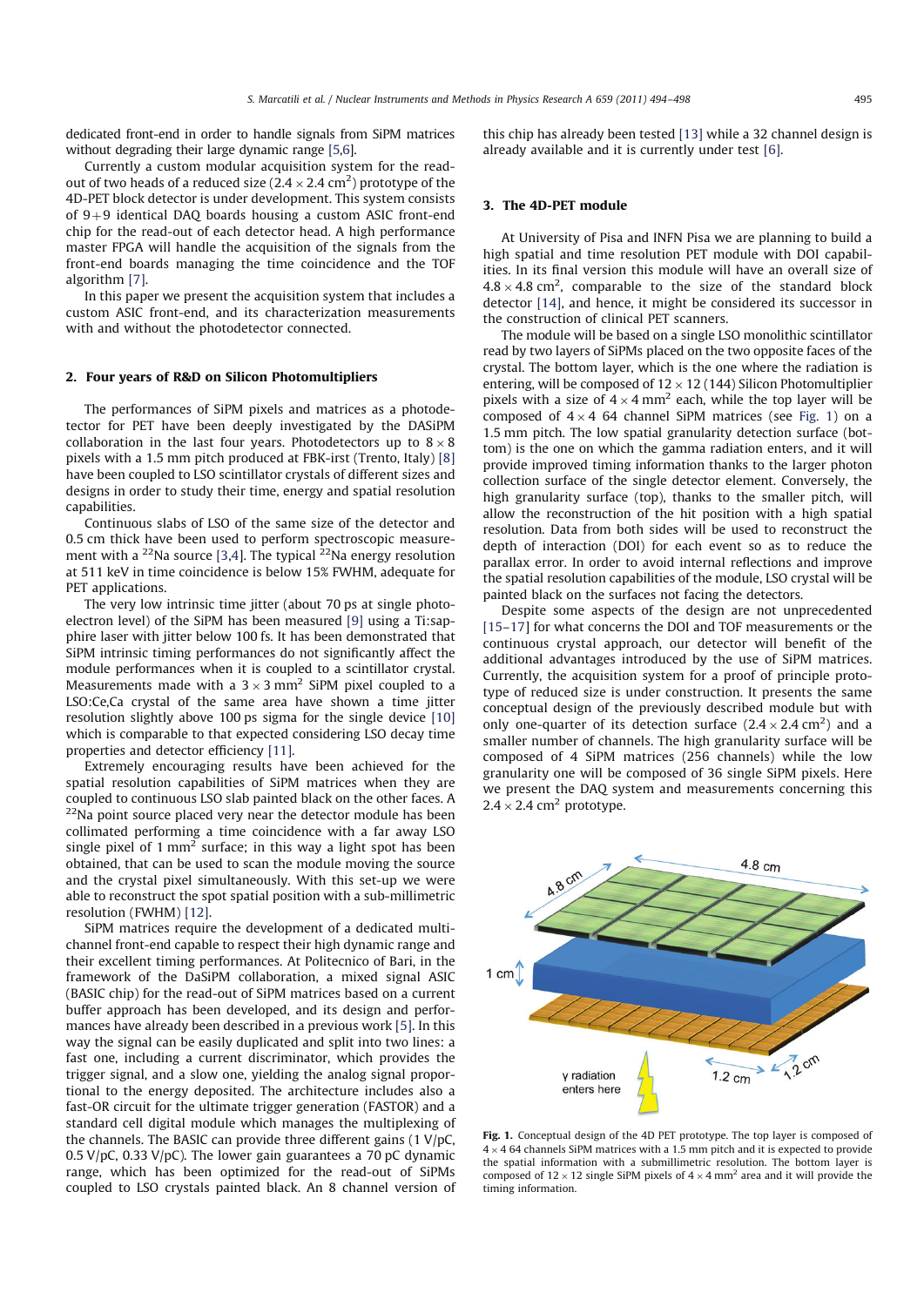dedicated front-end in order to handle signals from SiPM matrices without degrading their large dynamic range [5,6].

Currently a custom modular acquisition system for the read-out of two heads of a reduced size ($2.4\times2.4$ cm$^2$) prototype of the 4D-PET block detector is under development. This system consists of 9+9 identical DAQ boards housing a custom ASIC front-end chip for the read-out of each detector head. A high performance master FPGA will handle the acquisition of the signals from the front-end boards managing the time coincidence and the TOF algorithm [7].

In this paper we present the acquisition system that includes a custom ASIC front-end, and its characterization measurements with and without the photodetector connected.

## 2. Four years of R&D on Silicon Photomultipliers

The performances of SiPM pixels and matrices as a photodetector for PET have been deeply investigated by the DASiPM collaboration in the last four years. Photodetectors up to $8\times8$ pixels with a 1.5 mm pitch produced at FBK-irst (Trento, Italy) [8] have been coupled to LSO scintillator crystals of different sizes and designs in order to study their time, energy and spatial resolution capabilities.

Continuous slabs of LSO of the same size of the detector and 0.5 cm thick have been used to perform spectroscopic measurement with a $^{22}$Na source [3,4]. The typical $^{22}$Na energy resolution at 511 keV in time coincidence is below 15% FWHM, adequate for PET applications.

The very low intrinsic time jitter (about 70 ps at single photoelectron level) of the SiPM has been measured [9] using a Ti:sapphire laser with jitter below 100 fs. It has been demonstrated that SiPM intrinsic timing performances do not significantly affect the module performances when it is coupled to a scintillator crystal. Measurements made with a $3\times3$ mm$^2$ SiPM pixel coupled to a LSO:Ce,Ca crystal of the same area have shown a time jitter resolution slightly above 100 ps sigma for the single device [10] which is comparable to that expected considering LSO decay time properties and detector efficiency [11].

Extremely encouraging results have been achieved for the spatial resolution capabilities of SiPM matrices when they are coupled to continuous LSO slab painted black on the other faces. A $^{22}$Na point source placed very near the detector module has been collimated performing a time coincidence with a far away LSO single pixel of 1 mm$^2$ surface; in this way a light spot has been obtained, that can be used to scan the module moving the source and the crystal pixel simultaneously. With this set-up we were able to reconstruct the spot spatial position with a sub-millimetric resolution (FWHM) [12].

SiPM matrices require the development of a dedicated multi-channel front-end capable to respect their high dynamic range and their excellent timing performances. At Politecnico of Bari, in the framework of the DaSiPM collaboration, a mixed signal ASIC (BASIC chip) for the read-out of SiPM matrices based on a current buffer approach has been developed, and its design and performances have already been described in a previous work [5]. In this way the signal can be easily duplicated and split into two lines: a fast one, including a current discriminator, which provides the trigger signal, and a slow one, yielding the analog signal proportional to the energy deposited. The architecture includes also a fast-OR circuit for the ultimate trigger generation (FASTOR) and a standard cell digital module which manages the multiplexing of the channels. The BASIC can provide three different gains (1 V/pC, 0.5 V/pC, 0.33 V/pC). The lower gain guarantees a 70 pC dynamic range, which has been optimized for the read-out of SiPMs coupled to LSO crystals painted black. An 8 channel version of this chip has already been tested [13] while a 32 channel design is already available and it is currently under test [6].

## 3. The 4D-PET module

At University of Pisa and INFN Pisa we are planning to build a high spatial and time resolution PET module with DOI capabilities. In its final version this module will have an overall size of $4.8\times4.8$ cm$^2$, comparable to the size of the standard block detector [14], and hence, it might be considered its successor in the construction of clinical PET scanners.

The module will be based on a single LSO monolithic scintillator read by two layers of SiPMs placed on the two opposite faces of the crystal. The bottom layer, which is the one where the radiation is entering, will be composed of $12\times12$ (144) Silicon Photomultiplier pixels with a size of $4\times4$ mm$^2$ each, while the top layer will be composed of $4\times4$ 64 channel SiPM matrices (see Fig. 1) on a 1.5 mm pitch. The low spatial granularity detection surface (bottom) is the one on which the gamma radiation enters, and it will provide improved timing information thanks to the larger photon collection surface of the single detector element. Conversely, the high granularity surface (top), thanks to the smaller pitch, will allow the reconstruction of the hit position with a high spatial resolution. Data from both sides will be used to reconstruct the depth of interaction (DOI) for each event so as to reduce the parallax error. In order to avoid internal reflections and improve the spatial resolution capabilities of the module, LSO crystal will be painted black on the surfaces not facing the detectors.

Despite some aspects of the design are not unprecedented [15–17] for what concerns the DOI and TOF measurements or the continuous crystal approach, our detector will benefit of the additional advantages introduced by the use of SiPM matrices. Currently, the acquisition system for a proof of principle prototype of reduced size is under construction. It presents the same conceptual design of the previously described module but with only one-quarter of its detection surface ($2.4\times2.4$ cm$^2$) and a smaller number of channels. The high granularity surface will be composed of 4 SiPM matrices (256 channels) while the low granularity one will be composed of 36 single SiPM pixels. Here we present the DAQ system and measurements concerning this $2.4\times2.4$ cm$^2$ prototype.

**Fig. 1.** Conceptual design of the 4D PET prototype. The top layer is composed of $4\times4$ 64 channels SiPM matrices with a 1.5 mm pitch and it is expected to provide the spatial information with a submillimetric resolution. The bottom layer is composed of $12\times12$ single SiPM pixels of $4\times4$ mm$^2$ area and it will provide the timing information.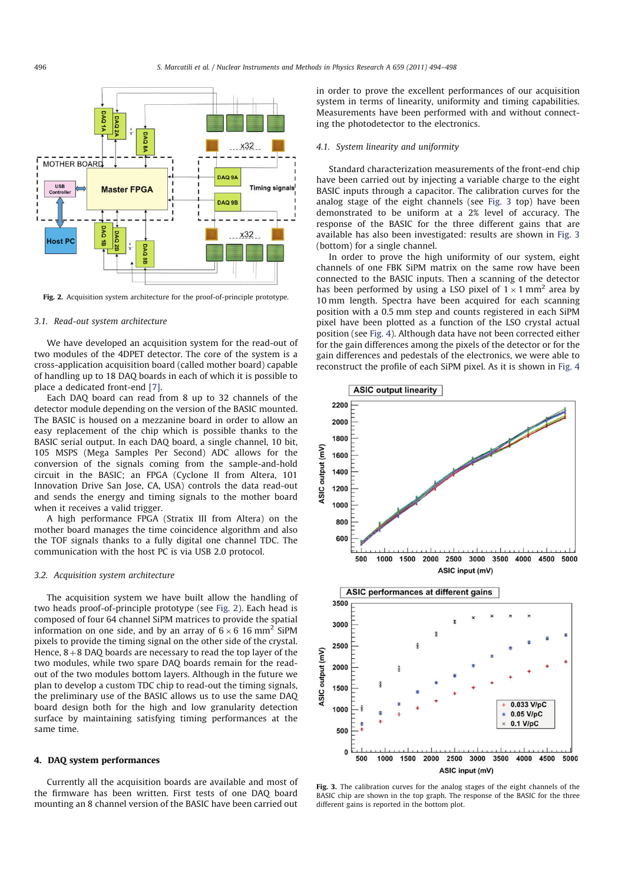Fig. 2. Acquisition system architecture for the proof-of-principle prototype.

### 3.1. Read-out system architecture

We have developed an acquisition system for the read-out of two modules of the 4DPET detector. The core of the system is a cross-application acquisition board (called mother board) capable of handling up to 18 DAQ boards in each of which it is possible to place a dedicated front-end [7].

Each DAQ board can read from 8 up to 32 channels of the detector module depending on the version of the BASIC mounted. The BASIC is housed on a mezzanine board in order to allow an easy replacement of the chip which is possible thanks to the BASIC serial output. In each DAQ board, a single channel, 10 bit, 105 MSPS (Mega Samples Per Second) ADC allows for the conversion of the signals coming from the sample-and-hold circuit in the BASIC; an FPGA (Cyclone II from Altera, 101 Innovation Drive San Jose, CA, USA) controls the data read-out and sends the energy and timing signals to the mother board when it receives a valid trigger.

A high performance FPGA (Stratix III from Altera) on the mother board manages the time coincidence algorithm and also the TOF signals thanks to a fully digital one channel TDC. The communication with the host PC is via USB 2.0 protocol.

### 3.2. Acquisition system architecture

The acquisition system we have built allow the handling of two heads proof-of-principle prototype (see Fig. 2). Each head is composed of four 64 channel SiPM matrices to provide the spatial information on one side, and by an array of $6 \times 6$ 16 mm$^2$ SiPM pixels to provide the timing signal on the other side of the crystal. Hence, 8+8 DAQ boards are necessary to read the top layer of the two modules, while two spare DAQ boards remain for the read-out of the two modules bottom layers. Although in the future we plan to develop a custom TDC chip to read-out the timing signals, the preliminary use of the BASIC allows us to use the same DAQ board design both for the high and low granularity detection surface by maintaining satisfying timing performances at the same time.

## 4. DAQ system performances

Currently all the acquisition boards are available and most of the firmware has been written. First tests of one DAQ board mounting an 8 channel version of the BASIC have been carried out in order to prove the excellent performances of our acquisition system in terms of linearity, uniformity and timing capabilities. Measurements have been performed with and without connecting the photodetector to the electronics.

### 4.1. System linearity and uniformity

Standard characterization measurements of the front-end chip have been carried out by injecting a variable charge to the eight BASIC inputs through a capacitor. The calibration curves for the analog stage of the eight channels (see Fig. 3 top) have been demonstrated to be uniform at a 2% level of accuracy. The response of the BASIC for the three different gains that are available has also been investigated: results are shown in Fig. 3 (bottom) for a single channel.

In order to prove the high uniformity of our system, eight channels of one FBK SiPM matrix on the same row have been connected to the BASIC inputs. Then a scanning of the detector has been performed by using a LSO pixel of $1 \times 1$ mm$^2$ area by 10 mm length. Spectra have been acquired for each scanning position with a 0.5 mm step and counts registered in each SiPM pixel have been plotted as a function of the LSO crystal actual position (see Fig. 4). Although data have not been corrected either for the gain differences among the pixels of the detector or for the gain differences and pedestals of the electronics, we were able to reconstruct the profile of each SiPM pixel. As it is shown in Fig. 4

Fig. 3. The calibration curves for the analog stages of the eight channels of the BASIC chip are shown in the top graph. The response of the BASIC for the three different gains is reported in the bottom plot.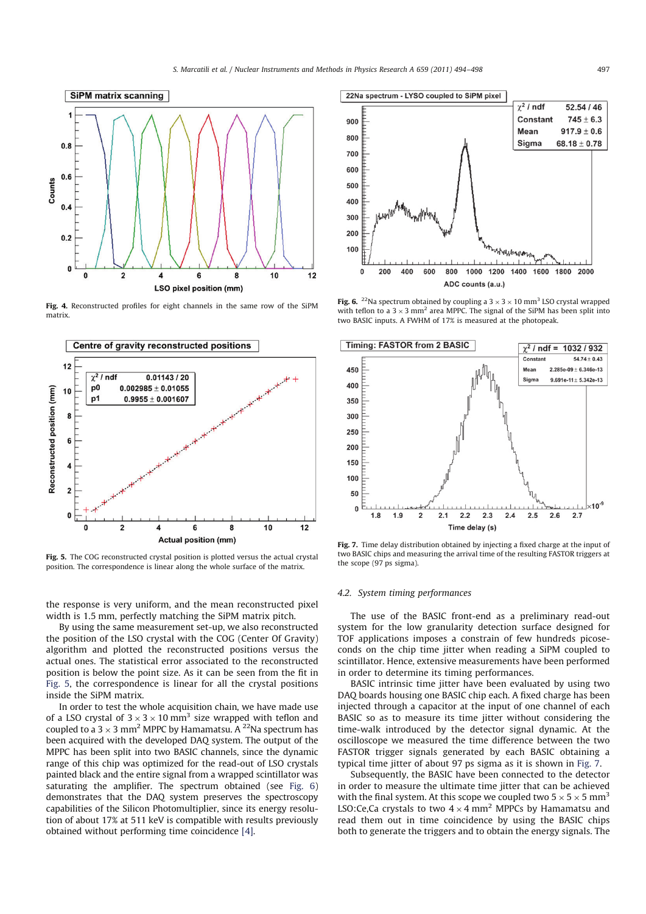Fig. 4. Reconstructed profiles for eight channels in the same row of the SiPM matrix.

Fig. 5. The COG reconstructed crystal position is plotted versus the actual crystal position. The correspondence is linear along the whole surface of the matrix.

Fig. 6. $^{22}$Na spectrum obtained by coupling a $3\times3\times10$ mm$^3$ LSO crystal wrapped with teflon to a $3\times3$ mm$^2$ area MPPC. The signal of the SiPM has been split into two BASIC inputs. A FWHM of 17% is measured at the photopeak.

Fig. 7. Time delay distribution obtained by injecting a fixed charge at the input of two BASIC chips and measuring the arrival time of the resulting FASTOR triggers at the scope (97 ps sigma).

the response is very uniform, and the mean reconstructed pixel width is 1.5 mm, perfectly matching the SiPM matrix pitch.

By using the same measurement set-up, we also reconstructed the position of the LSO crystal with the COG (Center Of Gravity) algorithm and plotted the reconstructed positions versus the actual ones. The statistical error associated to the reconstructed position is below the point size. As it can be seen from the fit in Fig. 5, the correspondence is linear for all the crystal positions inside the SiPM matrix.

In order to test the whole acquisition chain, we have made use of a LSO crystal of $3\times3\times10$ mm$^3$ size wrapped with teflon and coupled to a $3\times3$ mm$^2$ MPPC by Hamamatsu. A $^{22}$Na spectrum has been acquired with the developed DAQ system. The output of the MPPC has been split into two BASIC channels, since the dynamic range of this chip was optimized for the read-out of LSO crystals painted black and the entire signal from a wrapped scintillator was saturating the amplifier. The spectrum obtained (see Fig. 6) demonstrates that the DAQ system preserves the spectroscopy capabilities of the Silicon Photomultiplier, since its energy resolution of about 17% at 511 keV is compatible with results previously obtained without performing time coincidence [4].

### 4.2. System timing performances

The use of the BASIC front-end as a preliminary read-out system for the low granularity detection surface designed for TOF applications imposes a constrain of few hundreds picoseconds on the chip time jitter when reading a SiPM coupled to scintillator. Hence, extensive measurements have been performed in order to determine its timing performances.

BASIC intrinsic time jitter have been evaluated by using two DAQ boards housing one BASIC chip each. A fixed charge has been injected through a capacitor at the input of one channel of each BASIC so as to measure its time jitter without considering the time-walk introduced by the detector signal dynamic. At the oscilloscope we measured the time difference between the two FASTOR trigger signals generated by each BASIC obtaining a typical time jitter of about 97 ps sigma as it is shown in Fig. 7.

Subsequently, the BASIC have been connected to the detector in order to measure the ultimate time jitter that can be achieved with the final system. At this scope we coupled two $5\times5\times5$ mm$^3$ LSO:Ce,Ca crystals to two $4\times4$ mm$^2$ MPPCs by Hamamatsu and read them out in time coincidence by using the BASIC chips both to generate the triggers and to obtain the energy signals. The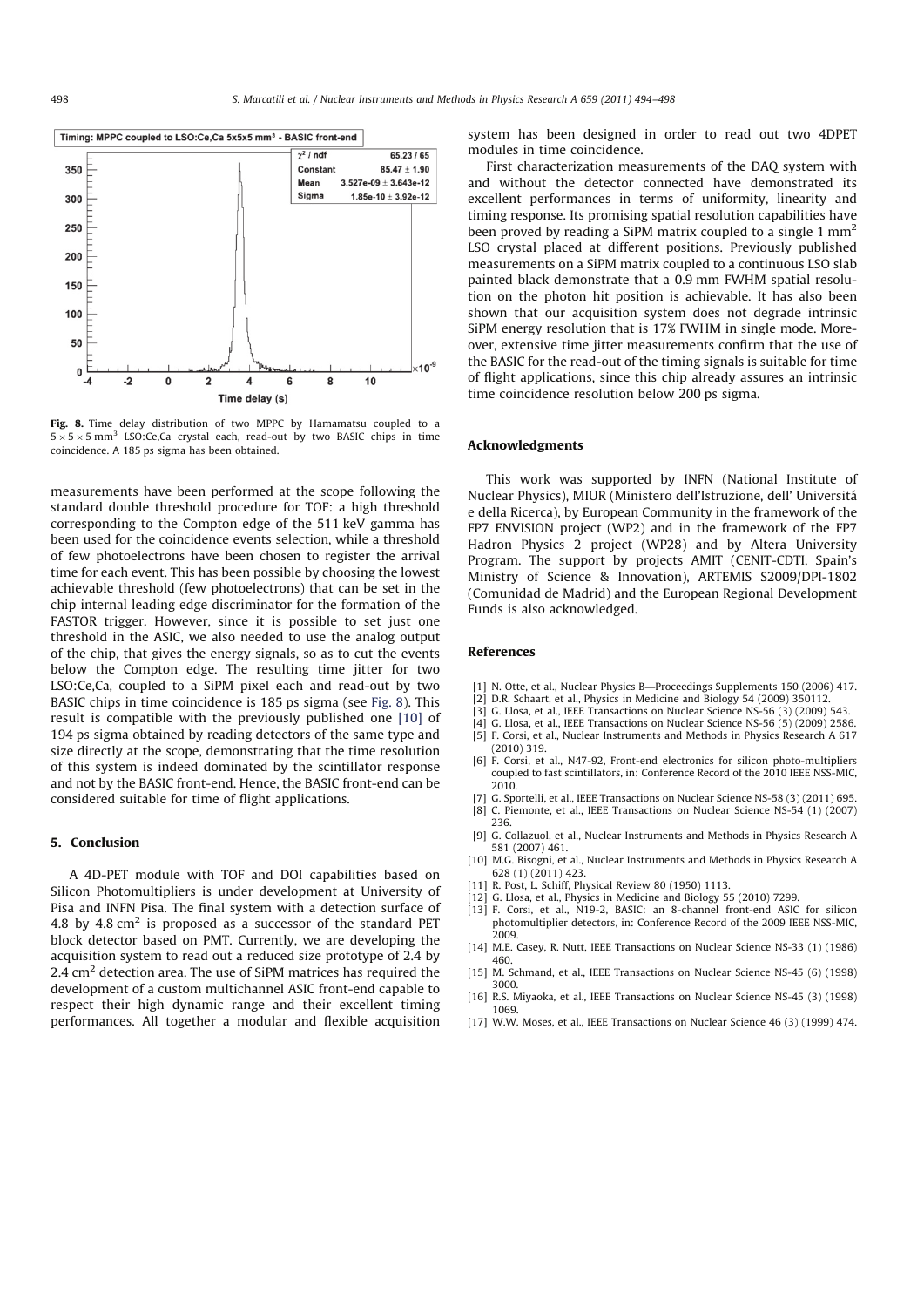Timing: MPPC coupled to LSO:Ce,Ca 5x5x5 mm³ - BASIC front-end

$\chi^2$ / ndf 65.23 / 65
Constant 85.47 ± 1.90
Mean 3.527e-09 ± 3.643e-12
Sigma 1.85e-10 ± 3.92e-12

350
300
250
200
150
100
50
0
-4 -2 0 2 4 6 8 10
$\times 10^{-9}$
Time delay (s)

**Fig. 8.** Time delay distribution of two MPPC by Hamamatsu coupled to a $5 \times 5 \times 5\ \text{mm}^3$ LSO:Ce,Ca crystal each, read-out by two BASIC chips in time coincidence. A 185 ps sigma has been obtained.

measurements have been performed at the scope following the standard double threshold procedure for TOF: a high threshold corresponding to the Compton edge of the 511 keV gamma has been used for the coincidence events selection, while a threshold of few photoelectrons have been chosen to register the arrival time for each event. This has been possible by choosing the lowest achievable threshold (few photoelectrons) that can be set in the chip internal leading edge discriminator for the formation of the FASTOR trigger. However, since it is possible to set just one threshold in the ASIC, we also needed to use the analog output of the chip, that gives the energy signals, so as to cut the events below the Compton edge. The resulting time jitter for two LSO:Ce,Ca, coupled to a SiPM pixel each and read-out by two BASIC chips in time coincidence is 185 ps sigma (see Fig. 8). This result is compatible with the previously published one [10] of 194 ps sigma obtained by reading detectors of the same type and size directly at the scope, demonstrating that the time resolution of this system is indeed dominated by the scintillator response and not by the BASIC front-end. Hence, the BASIC front-end can be considered suitable for time of flight applications.

## 5. Conclusion

A 4D-PET module with TOF and DOI capabilities based on Silicon Photomultipliers is under development at University of Pisa and INFN Pisa. The final system with a detection surface of 4.8 by 4.8 $\text{cm}^2$ is proposed as a successor of the standard PET block detector based on PMT. Currently, we are developing the acquisition system to read out a reduced size prototype of 2.4 by 2.4 $\text{cm}^2$ detection area. The use of SiPM matrices has required the development of a custom multichannel ASIC front-end capable to respect their high dynamic range and their excellent timing performances. All together a modular and flexible acquisition system has been designed in order to read out two 4DPET modules in time coincidence.

First characterization measurements of the DAQ system with and without the detector connected have demonstrated its excellent performances in terms of uniformity, linearity and timing response. Its promising spatial resolution capabilities have been proved by reading a SiPM matrix coupled to a single 1 $\text{mm}^2$ LSO crystal placed at different positions. Previously published measurements on a SiPM matrix coupled to a continuous LSO slab painted black demonstrate that a 0.9 mm FWHM spatial resolution on the photon hit position is achievable. It has also been shown that our acquisition system does not degrade intrinsic SiPM energy resolution that is 17% FWHM in single mode. Moreover, extensive time jitter measurements confirm that the use of the BASIC for the read-out of the timing signals is suitable for time of flight applications, since this chip already assures an intrinsic time coincidence resolution below 200 ps sigma.

## Acknowledgments

This work was supported by INFN (National Institute of Nuclear Physics), MIUR (Ministero dell'Istruzione, dell' Universitá e della Ricerca), by European Community in the framework of the FP7 ENVISION project (WP2) and in the framework of the FP7 Hadron Physics 2 project (WP28) and by Altera University Program. The support by projects AMIT (CENIT-CDTI, Spain's Ministry of Science & Innovation), ARTEMIS S2009/DPI-1802 (Comunidad de Madrid) and the European Regional Development Funds is also acknowledged.

## References

[1] N. Otte, et al., Nuclear Physics B—Proceedings Supplements 150 (2006) 417.
[2] D.R. Schaart, et al., Physics in Medicine and Biology 54 (2009) 350112.
[3] G. Llosa, et al., IEEE Transactions on Nuclear Science NS-56 (3) (2009) 543.
[4] G. Llosa, et al., IEEE Transactions on Nuclear Science NS-56 (5) (2009) 2586.
[5] F. Corsi, et al., Nuclear Instruments and Methods in Physics Research A 617 (2010) 319.
[6] F. Corsi, et al., N47-92, Front-end electronics for silicon photo-multipliers coupled to fast scintillators, in: Conference Record of the 2010 IEEE NSS-MIC, 2010.
[7] G. Sportelli, et al., IEEE Transactions on Nuclear Science NS-58 (3) (2011) 695.
[8] C. Piemonte, et al., IEEE Transactions on Nuclear Science NS-54 (1) (2007) 236.
[9] G. Collazuol, et al., Nuclear Instruments and Methods in Physics Research A 581 (2007) 461.
[10] M.G. Bisogni, et al., Nuclear Instruments and Methods in Physics Research A 628 (1) (2011) 423.
[11] R. Post, L. Schiff, Physical Review 80 (1950) 1113.
[12] G. Llosa, et al., Physics in Medicine and Biology 55 (2010) 7299.
[13] F. Corsi, et al., N19-2, BASIC: an 8-channel front-end ASIC for silicon photomultiplier detectors, in: Conference Record of the 2009 IEEE NSS-MIC, 2009.
[14] M.E. Casey, R. Nutt, IEEE Transactions on Nuclear Science NS-33 (1) (1986) 460.
[15] M. Schmand, et al., IEEE Transactions on Nuclear Science NS-45 (6) (1998) 3000.
[16] R.S. Miyaoka, et al., IEEE Transactions on Nuclear Science NS-45 (3) (1998) 1069.
[17] W.W. Moses, et al., IEEE Transactions on Nuclear Science 46 (3) (1999) 474.